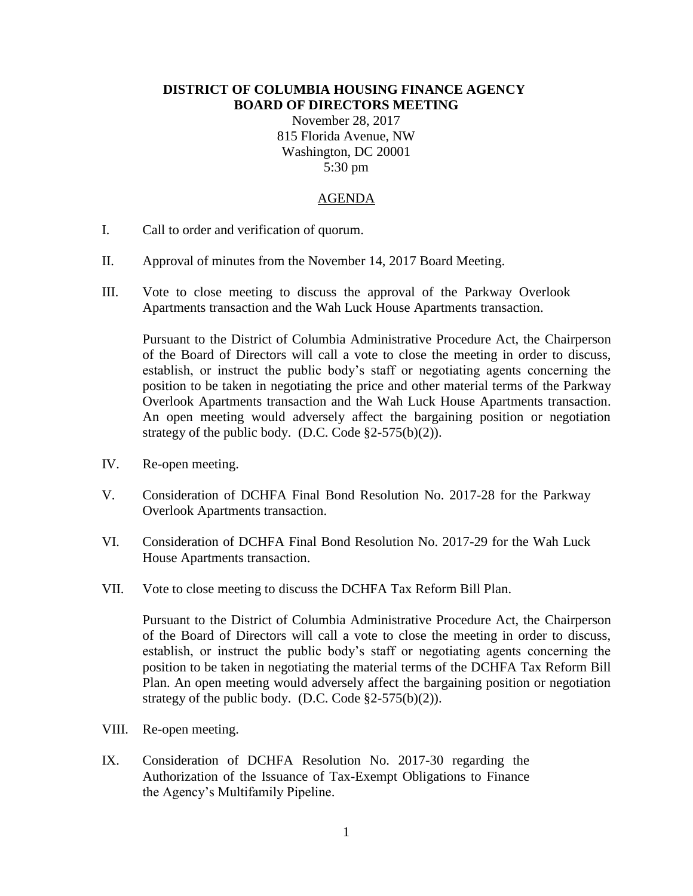# DISTRICT OF COLUMBIA HOUSING FINANCE AGENCY
# BOARD OF DIRECTORS MEETING

November 28, 2017
815 Florida Avenue, NW
Washington, DC 20001
5:30 pm

## AGENDA

I. Call to order and verification of quorum.

II. Approval of minutes from the November 14, 2017 Board Meeting.

III. Vote to close meeting to discuss the approval of the Parkway Overlook Apartments transaction and the Wah Luck House Apartments transaction.

Pursuant to the District of Columbia Administrative Procedure Act, the Chairperson of the Board of Directors will call a vote to close the meeting in order to discuss, establish, or instruct the public body's staff or negotiating agents concerning the position to be taken in negotiating the price and other material terms of the Parkway Overlook Apartments transaction and the Wah Luck House Apartments transaction. An open meeting would adversely affect the bargaining position or negotiation strategy of the public body. (D.C. Code §2-575(b)(2)).

IV. Re-open meeting.

V. Consideration of DCHFA Final Bond Resolution No. 2017-28 for the Parkway Overlook Apartments transaction.

VI. Consideration of DCHFA Final Bond Resolution No. 2017-29 for the Wah Luck House Apartments transaction.

VII. Vote to close meeting to discuss the DCHFA Tax Reform Bill Plan.

Pursuant to the District of Columbia Administrative Procedure Act, the Chairperson of the Board of Directors will call a vote to close the meeting in order to discuss, establish, or instruct the public body's staff or negotiating agents concerning the position to be taken in negotiating the material terms of the DCHFA Tax Reform Bill Plan. An open meeting would adversely affect the bargaining position or negotiation strategy of the public body. (D.C. Code §2-575(b)(2)).

VIII. Re-open meeting.

IX. Consideration of DCHFA Resolution No. 2017-30 regarding the Authorization of the Issuance of Tax-Exempt Obligations to Finance the Agency's Multifamily Pipeline.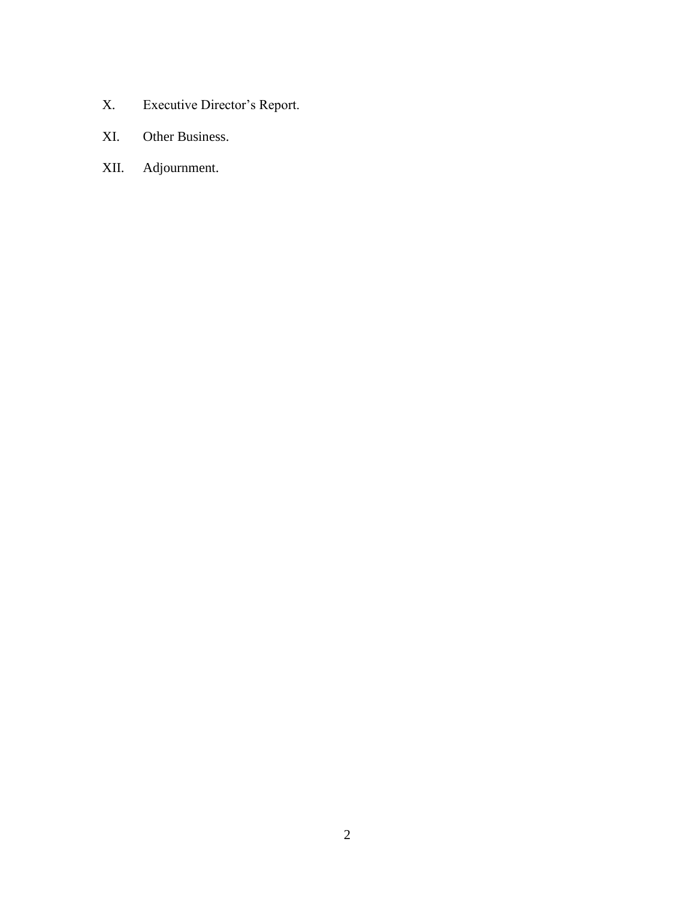X. Executive Director’s Report.

XI. Other Business.

XII. Adjournment.